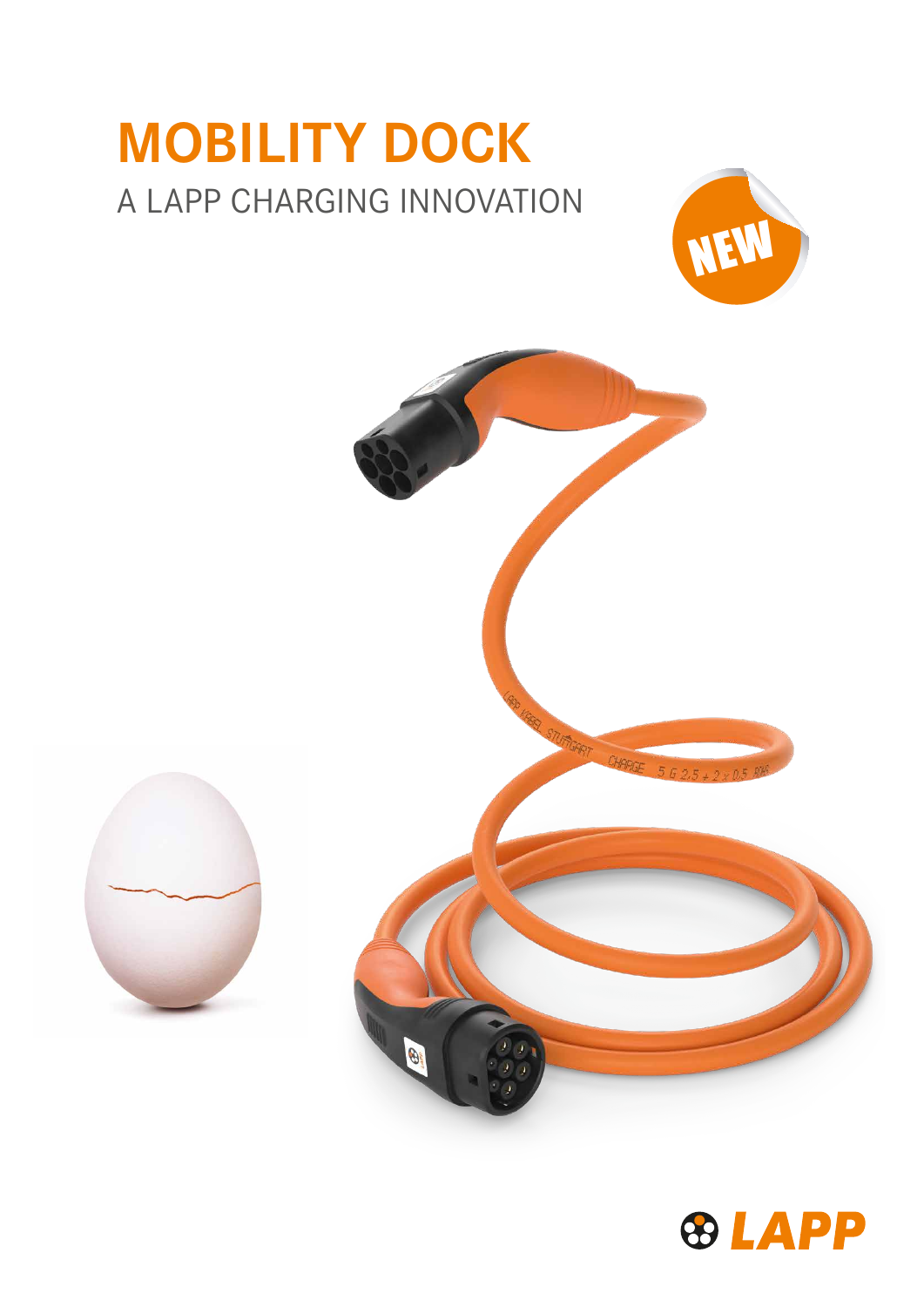# MOBILITY DOCK

A LAPP CHARGING INNOVATION

NEW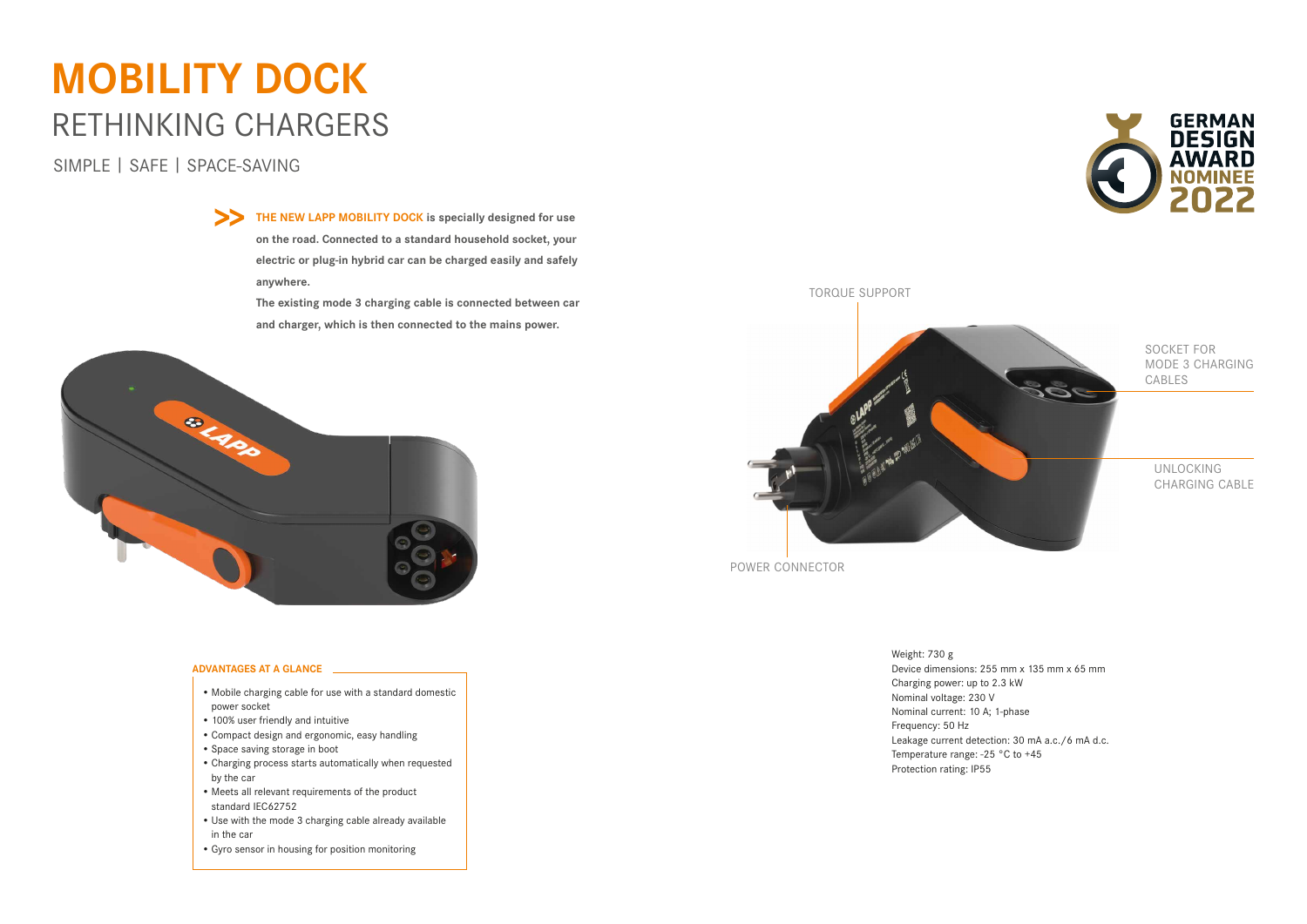# MOBILITY DOCK

## RETHINKING CHARGERS

SIMPLE | SAFE | SPACE-SAVING

GERMAN DESIGN AWARD NOMINEE 2022

**>> THE NEW LAPP MOBILITY DOCK is specially designed for use on the road. Connected to a standard household socket, your electric or plug-in hybrid car can be charged easily and safely anywhere.**

**The existing mode 3 charging cable is connected between car and charger, which is then connected to the mains power.**

TORQUE SUPPORT

SOCKET FOR MODE 3 CHARGING CABLES

UNLOCKING CHARGING CABLE

POWER CONNECTOR

### ADVANTAGES AT A GLANCE

- Mobile charging cable for use with a standard domestic power socket
- 100% user friendly and intuitive
- Compact design and ergonomic, easy handling
- Space saving storage in boot
- Charging process starts automatically when requested by the car
- Meets all relevant requirements of the product standard IEC62752
- Use with the mode 3 charging cable already available in the car
- Gyro sensor in housing for position monitoring

Weight: 730 g
Device dimensions: 255 mm x 135 mm x 65 mm
Charging power: up to 2.3 kW
Nominal voltage: 230 V
Nominal current: 10 A; 1-phase
Frequency: 50 Hz
Leakage current detection: 30 mA a.c./6 mA d.c.
Temperature range: -25 °C to +45
Protection rating: IP55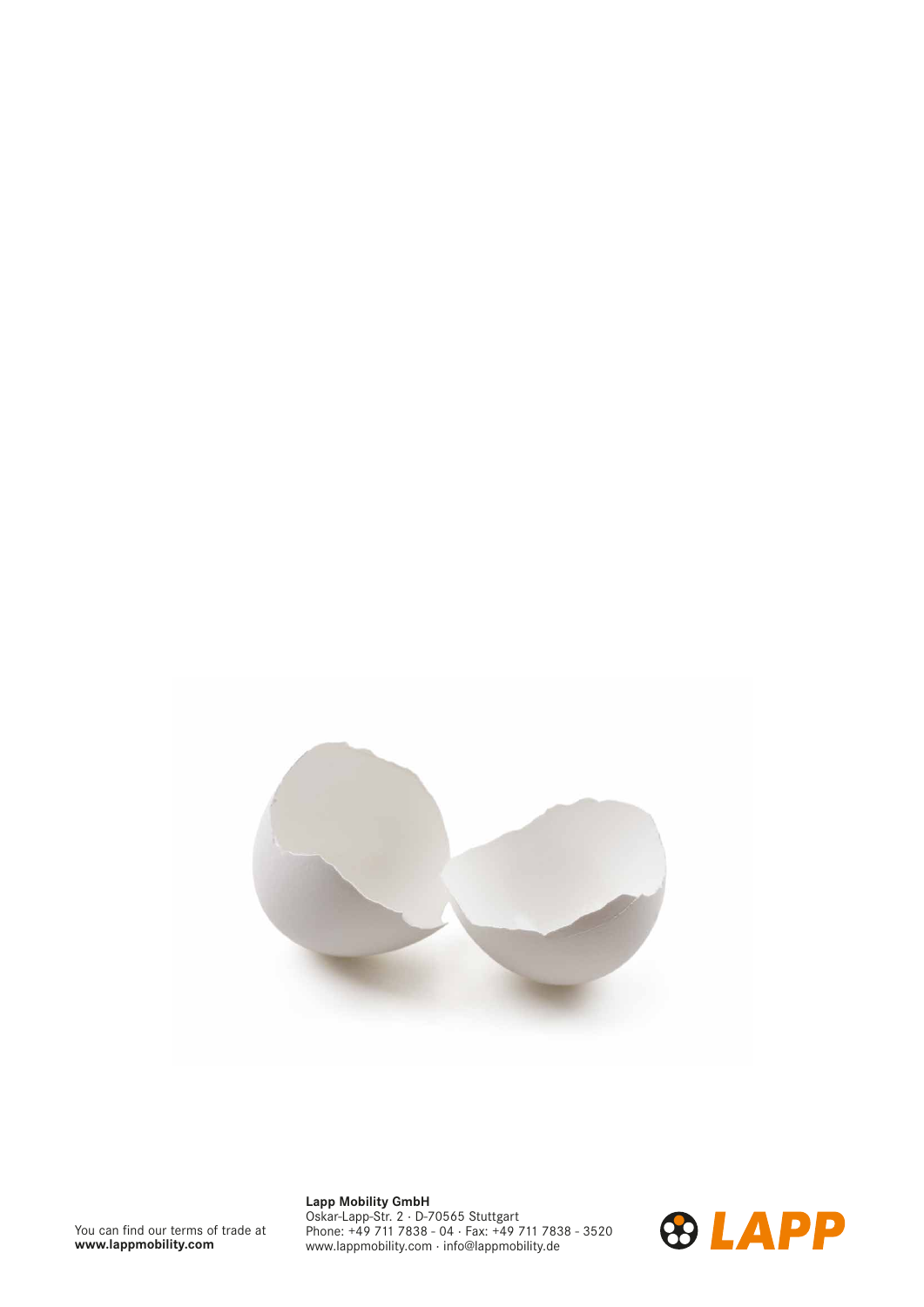You can find our terms of trade at
**www.lappmobility.com**

**Lapp Mobility GmbH**
Oskar-Lapp-Str. 2 · D-70565 Stuttgart
Phone: +49 711 7838 - 04 · Fax: +49 711 7838 - 3520
www.lappmobility.com · info@lappmobility.de

LAPP